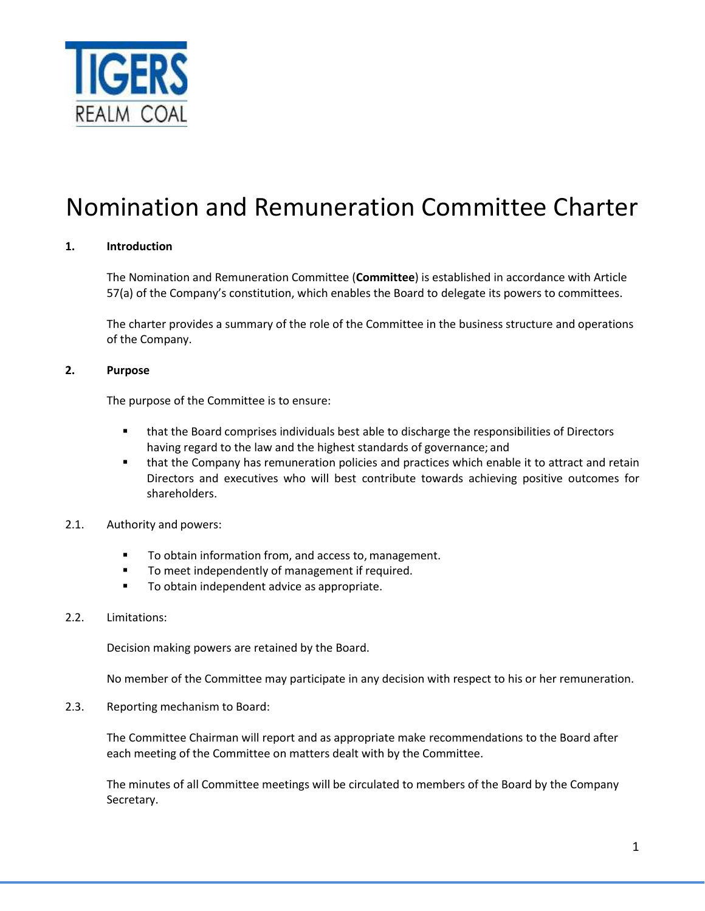# Nomination and Remuneration Committee Charter

## 1. Introduction

The Nomination and Remuneration Committee (**Committee**) is established in accordance with Article 57(a) of the Company's constitution, which enables the Board to delegate its powers to committees.

The charter provides a summary of the role of the Committee in the business structure and operations of the Company.

## 2. Purpose

The purpose of the Committee is to ensure:

- that the Board comprises individuals best able to discharge the responsibilities of Directors having regard to the law and the highest standards of governance; and
- that the Company has remuneration policies and practices which enable it to attract and retain Directors and executives who will best contribute towards achieving positive outcomes for shareholders.

### 2.1. Authority and powers:

- To obtain information from, and access to, management.
- To meet independently of management if required.
- To obtain independent advice as appropriate.

### 2.2. Limitations:

Decision making powers are retained by the Board.

No member of the Committee may participate in any decision with respect to his or her remuneration.

### 2.3. Reporting mechanism to Board:

The Committee Chairman will report and as appropriate make recommendations to the Board after each meeting of the Committee on matters dealt with by the Committee.

The minutes of all Committee meetings will be circulated to members of the Board by the Company Secretary.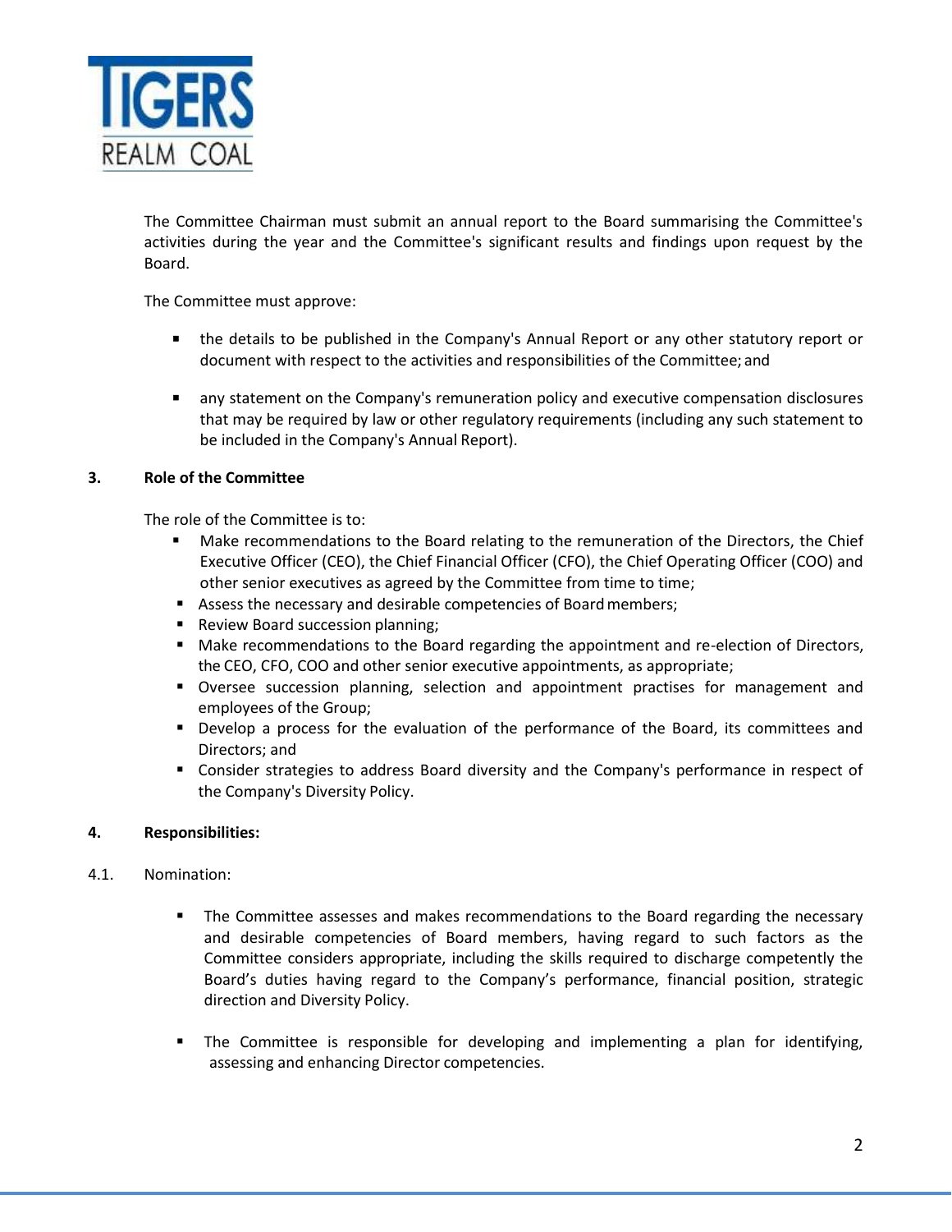The Committee Chairman must submit an annual report to the Board summarising the Committee's activities during the year and the Committee's significant results and findings upon request by the Board.

The Committee must approve:

- the details to be published in the Company's Annual Report or any other statutory report or document with respect to the activities and responsibilities of the Committee; and
- any statement on the Company's remuneration policy and executive compensation disclosures that may be required by law or other regulatory requirements (including any such statement to be included in the Company's Annual Report).

## 3. Role of the Committee

The role of the Committee is to:

- Make recommendations to the Board relating to the remuneration of the Directors, the Chief Executive Officer (CEO), the Chief Financial Officer (CFO), the Chief Operating Officer (COO) and other senior executives as agreed by the Committee from time to time;
- Assess the necessary and desirable competencies of Board members;
- Review Board succession planning;
- Make recommendations to the Board regarding the appointment and re-election of Directors, the CEO, CFO, COO and other senior executive appointments, as appropriate;
- Oversee succession planning, selection and appointment practises for management and employees of the Group;
- Develop a process for the evaluation of the performance of the Board, its committees and Directors; and
- Consider strategies to address Board diversity and the Company's performance in respect of the Company's Diversity Policy.

## 4. Responsibilities:

### 4.1. Nomination:

- The Committee assesses and makes recommendations to the Board regarding the necessary and desirable competencies of Board members, having regard to such factors as the Committee considers appropriate, including the skills required to discharge competently the Board's duties having regard to the Company's performance, financial position, strategic direction and Diversity Policy.
- The Committee is responsible for developing and implementing a plan for identifying, assessing and enhancing Director competencies.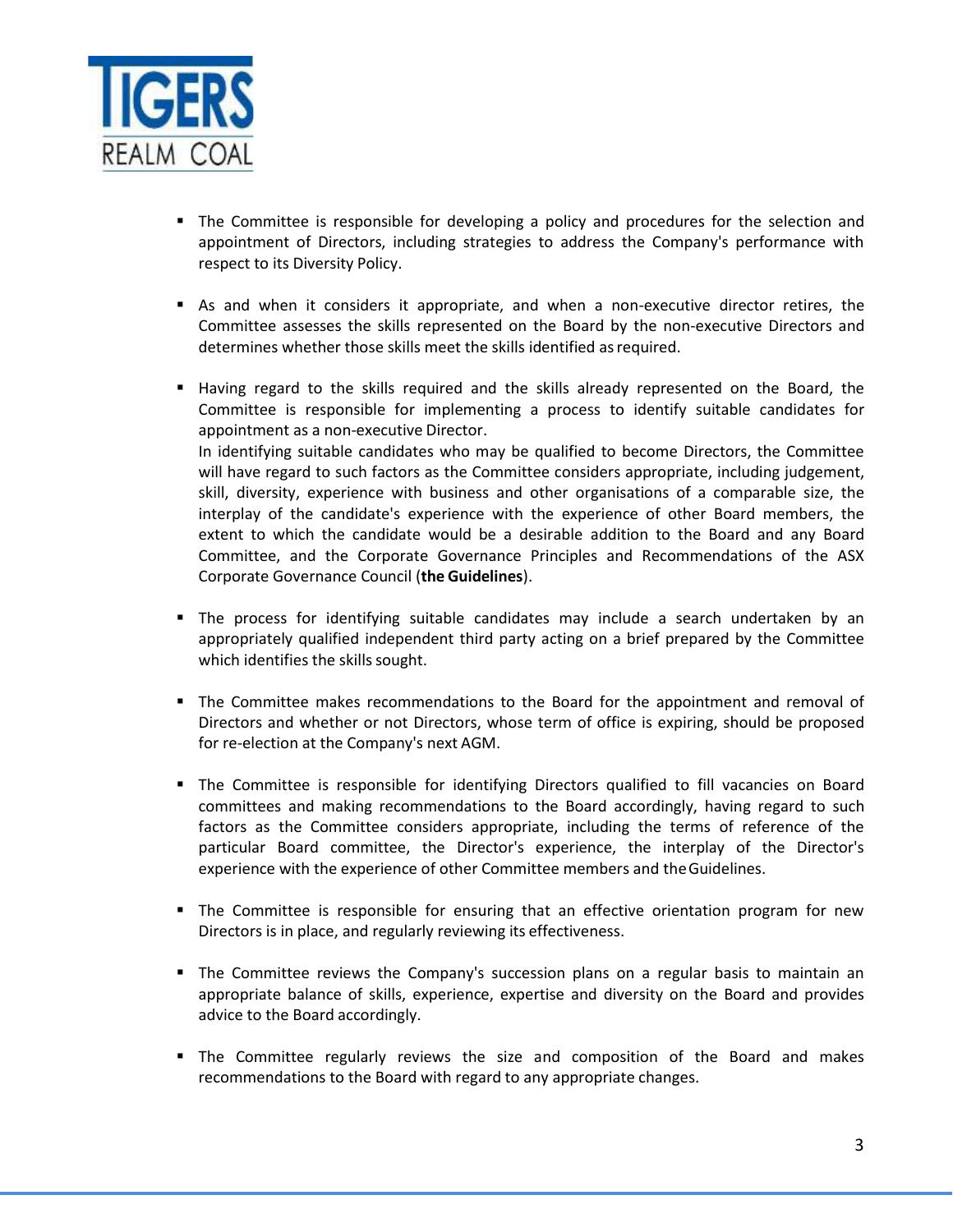- The Committee is responsible for developing a policy and procedures for the selection and appointment of Directors, including strategies to address the Company's performance with respect to its Diversity Policy.

- As and when it considers it appropriate, and when a non-executive director retires, the Committee assesses the skills represented on the Board by the non-executive Directors and determines whether those skills meet the skills identified as required.

- Having regard to the skills required and the skills already represented on the Board, the Committee is responsible for implementing a process to identify suitable candidates for appointment as a non-executive Director.
  In identifying suitable candidates who may be qualified to become Directors, the Committee will have regard to such factors as the Committee considers appropriate, including judgement, skill, diversity, experience with business and other organisations of a comparable size, the interplay of the candidate's experience with the experience of other Board members, the extent to which the candidate would be a desirable addition to the Board and any Board Committee, and the Corporate Governance Principles and Recommendations of the ASX Corporate Governance Council (**the Guidelines**).

- The process for identifying suitable candidates may include a search undertaken by an appropriately qualified independent third party acting on a brief prepared by the Committee which identifies the skills sought.

- The Committee makes recommendations to the Board for the appointment and removal of Directors and whether or not Directors, whose term of office is expiring, should be proposed for re-election at the Company's next AGM.

- The Committee is responsible for identifying Directors qualified to fill vacancies on Board committees and making recommendations to the Board accordingly, having regard to such factors as the Committee considers appropriate, including the terms of reference of the particular Board committee, the Director's experience, the interplay of the Director's experience with the experience of other Committee members and the Guidelines.

- The Committee is responsible for ensuring that an effective orientation program for new Directors is in place, and regularly reviewing its effectiveness.

- The Committee reviews the Company's succession plans on a regular basis to maintain an appropriate balance of skills, experience, expertise and diversity on the Board and provides advice to the Board accordingly.

- The Committee regularly reviews the size and composition of the Board and makes recommendations to the Board with regard to any appropriate changes.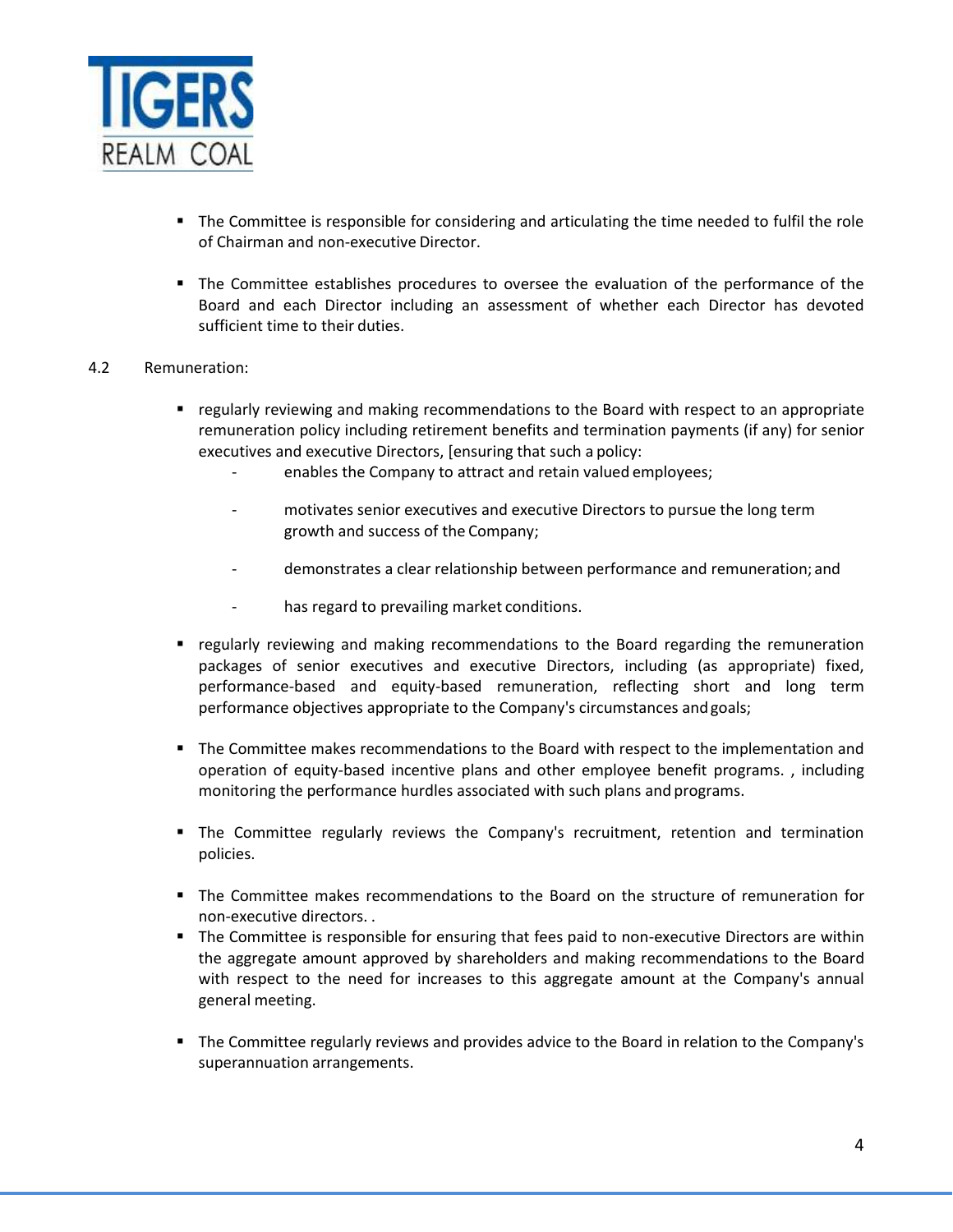- The Committee is responsible for considering and articulating the time needed to fulfil the role of Chairman and non-executive Director.

- The Committee establishes procedures to oversee the evaluation of the performance of the Board and each Director including an assessment of whether each Director has devoted sufficient time to their duties.

4.2 Remuneration:

- regularly reviewing and making recommendations to the Board with respect to an appropriate remuneration policy including retirement benefits and termination payments (if any) for senior executives and executive Directors, [ensuring that such a policy:
  - enables the Company to attract and retain valued employees;
  - motivates senior executives and executive Directors to pursue the long term growth and success of the Company;
  - demonstrates a clear relationship between performance and remuneration; and
  - has regard to prevailing market conditions.

- regularly reviewing and making recommendations to the Board regarding the remuneration packages of senior executives and executive Directors, including (as appropriate) fixed, performance-based and equity-based remuneration, reflecting short and long term performance objectives appropriate to the Company's circumstances and goals;

- The Committee makes recommendations to the Board with respect to the implementation and operation of equity-based incentive plans and other employee benefit programs. , including monitoring the performance hurdles associated with such plans and programs.

- The Committee regularly reviews the Company's recruitment, retention and termination policies.

- The Committee makes recommendations to the Board on the structure of remuneration for non-executive directors. .
- The Committee is responsible for ensuring that fees paid to non-executive Directors are within the aggregate amount approved by shareholders and making recommendations to the Board with respect to the need for increases to this aggregate amount at the Company's annual general meeting.

- The Committee regularly reviews and provides advice to the Board in relation to the Company's superannuation arrangements.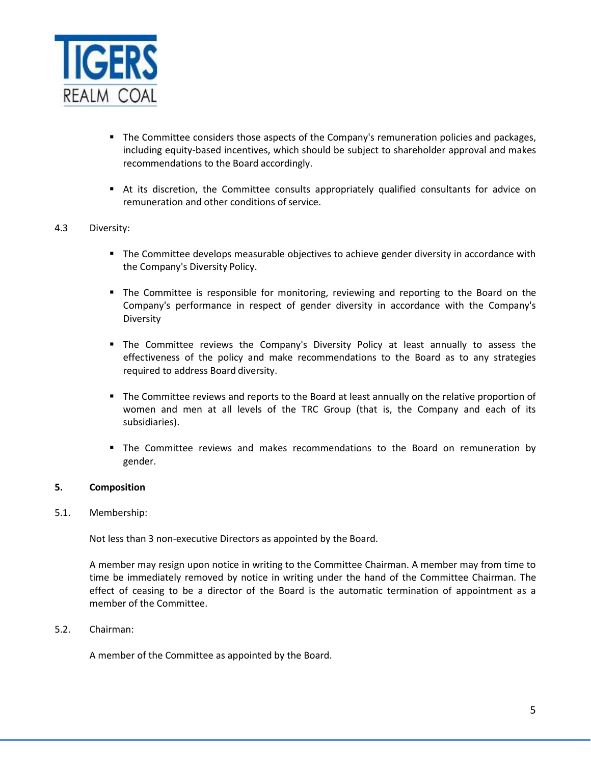- The Committee considers those aspects of the Company's remuneration policies and packages, including equity-based incentives, which should be subject to shareholder approval and makes recommendations to the Board accordingly.

- At its discretion, the Committee consults appropriately qualified consultants for advice on remuneration and other conditions of service.

4.3 Diversity:

- The Committee develops measurable objectives to achieve gender diversity in accordance with the Company's Diversity Policy.

- The Committee is responsible for monitoring, reviewing and reporting to the Board on the Company's performance in respect of gender diversity in accordance with the Company's Diversity

- The Committee reviews the Company's Diversity Policy at least annually to assess the effectiveness of the policy and make recommendations to the Board as to any strategies required to address Board diversity.

- The Committee reviews and reports to the Board at least annually on the relative proportion of women and men at all levels of the TRC Group (that is, the Company and each of its subsidiaries).

- The Committee reviews and makes recommendations to the Board on remuneration by gender.

## 5. Composition

5.1. Membership:

Not less than 3 non-executive Directors as appointed by the Board.

A member may resign upon notice in writing to the Committee Chairman. A member may from time to time be immediately removed by notice in writing under the hand of the Committee Chairman. The effect of ceasing to be a director of the Board is the automatic termination of appointment as a member of the Committee.

5.2. Chairman:

A member of the Committee as appointed by the Board.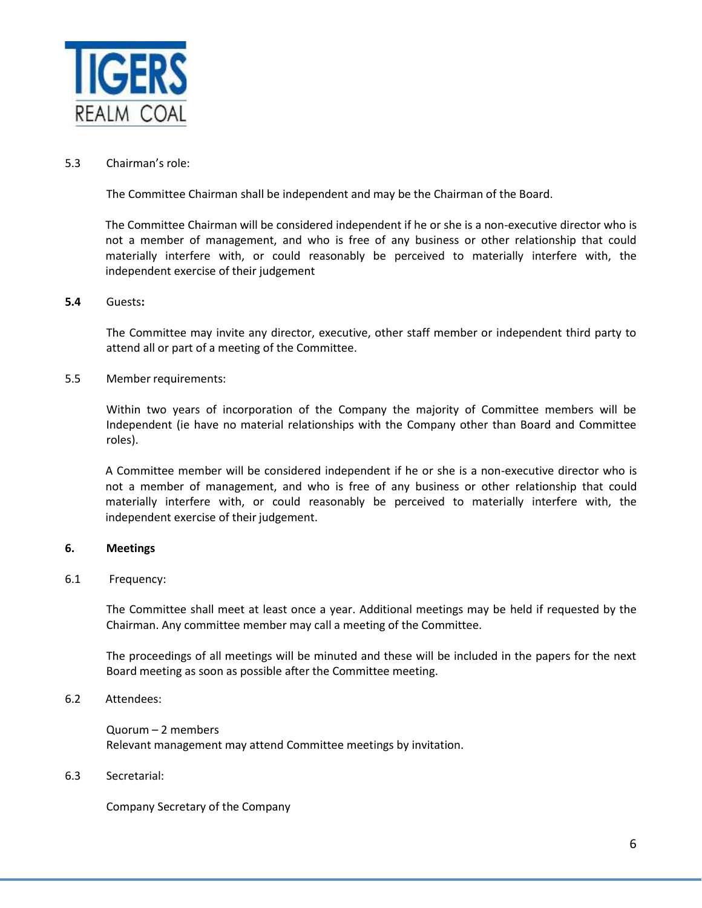5.3 Chairman's role:

The Committee Chairman shall be independent and may be the Chairman of the Board.

The Committee Chairman will be considered independent if he or she is a non-executive director who is not a member of management, and who is free of any business or other relationship that could materially interfere with, or could reasonably be perceived to materially interfere with, the independent exercise of their judgement

**5.4** Guests**:**

The Committee may invite any director, executive, other staff member or independent third party to attend all or part of a meeting of the Committee.

5.5 Member requirements:

Within two years of incorporation of the Company the majority of Committee members will be Independent (ie have no material relationships with the Company other than Board and Committee roles).

A Committee member will be considered independent if he or she is a non-executive director who is not a member of management, and who is free of any business or other relationship that could materially interfere with, or could reasonably be perceived to materially interfere with, the independent exercise of their judgement.

## 6. Meetings

6.1 Frequency:

The Committee shall meet at least once a year. Additional meetings may be held if requested by the Chairman. Any committee member may call a meeting of the Committee.

The proceedings of all meetings will be minuted and these will be included in the papers for the next Board meeting as soon as possible after the Committee meeting.

6.2 Attendees:

Quorum – 2 members
Relevant management may attend Committee meetings by invitation.

6.3 Secretarial:

Company Secretary of the Company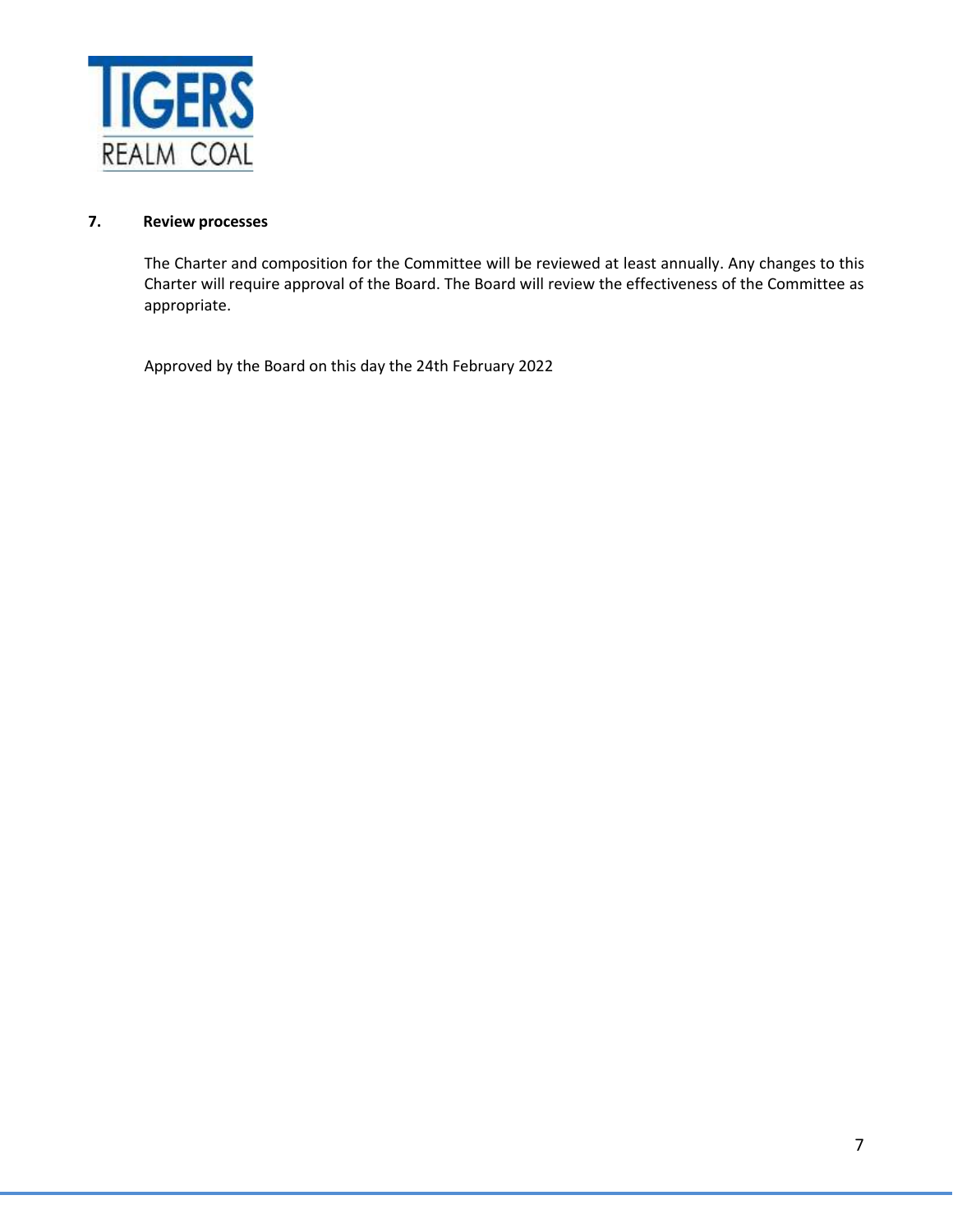## 7. Review processes

The Charter and composition for the Committee will be reviewed at least annually. Any changes to this Charter will require approval of the Board. The Board will review the effectiveness of the Committee as appropriate.

Approved by the Board on this day the 24th February 2022